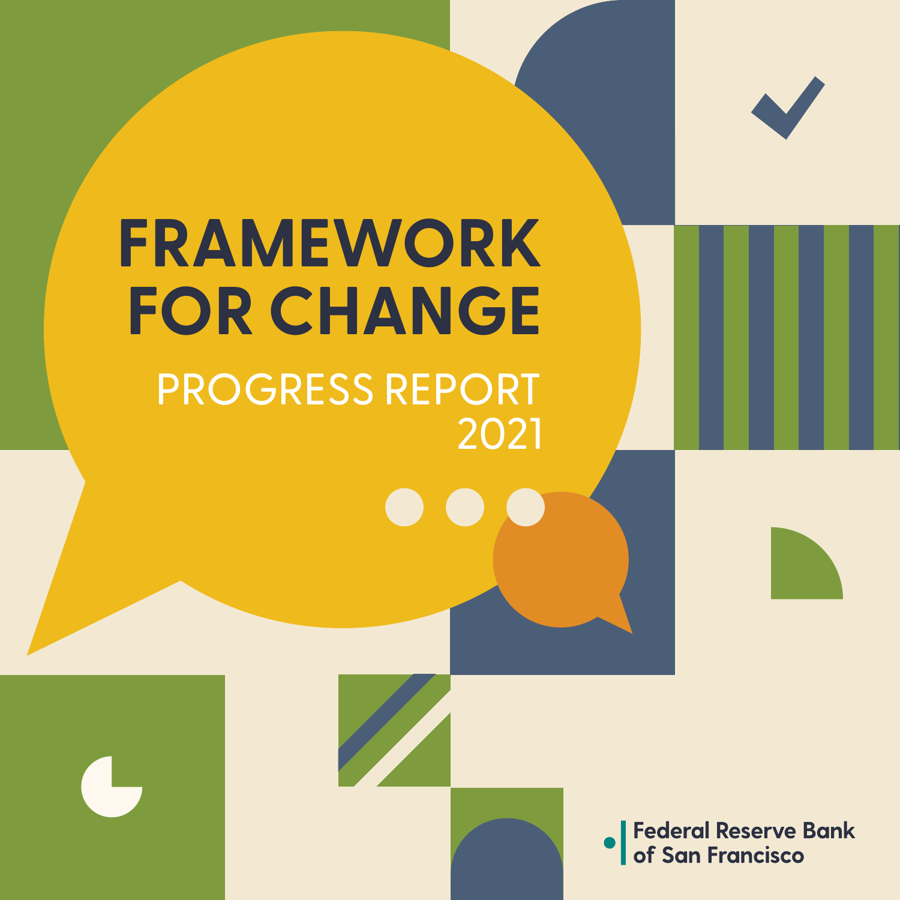# FRAMEWORK FOR CHANGE

## PROGRESS REPORT 2021

Federal Reserve Bank of San Francisco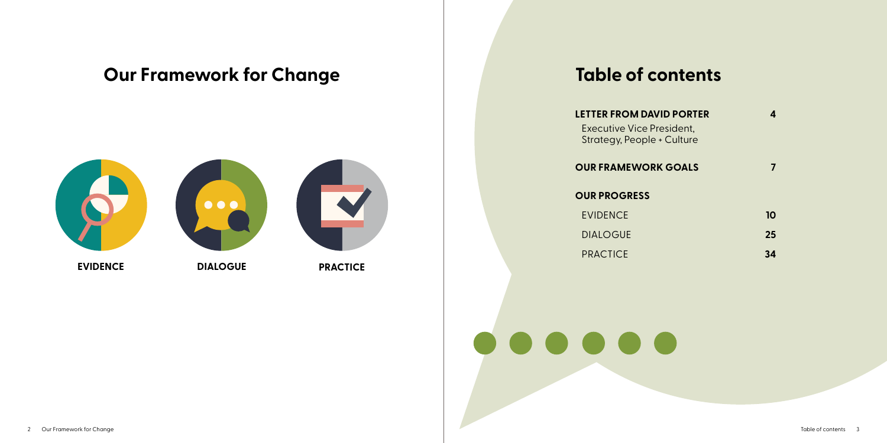# Our Framework for Change

**EVIDENCE**

**DIALOGUE**

**PRACTICE**

# Table of contents

| | |
|---|---|
| **LETTER FROM DAVID PORTER**<br>Executive Vice President, Strategy, People + Culture | **4** |
| **OUR FRAMEWORK GOALS** | **7** |
| **OUR PROGRESS** | |
| EVIDENCE | **10** |
| DIALOGUE | **25** |
| PRACTICE | **34** |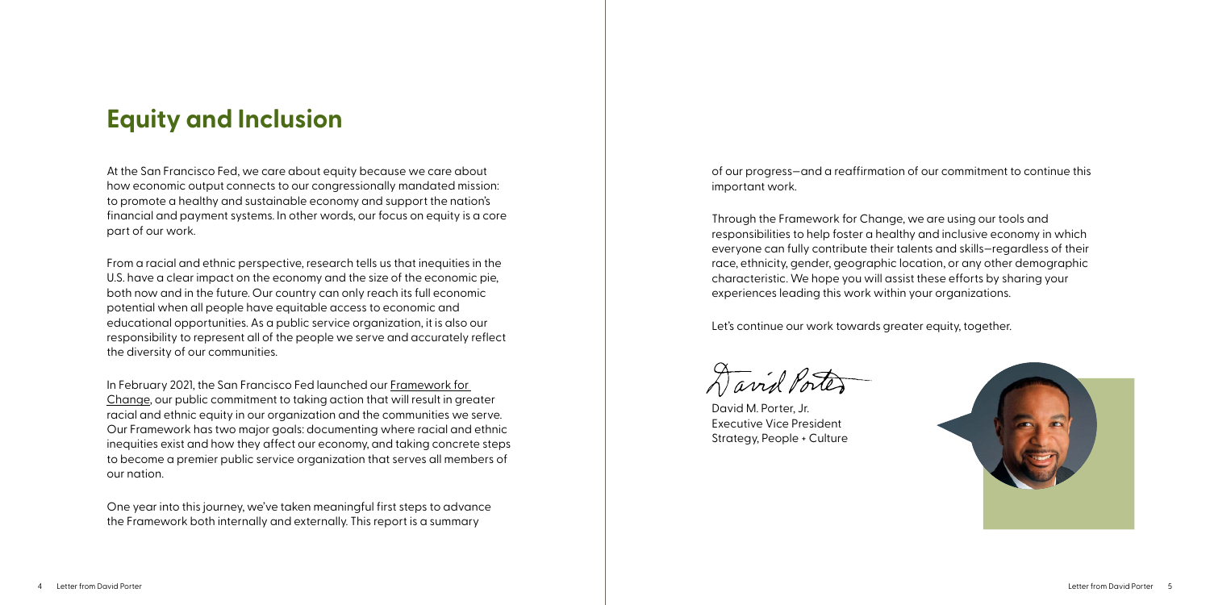# Equity and Inclusion

At the San Francisco Fed, we care about equity because we care about how economic output connects to our congressionally mandated mission: to promote a healthy and sustainable economy and support the nation's financial and payment systems. In other words, our focus on equity is a core part of our work.

From a racial and ethnic perspective, research tells us that inequities in the U.S. have a clear impact on the economy and the size of the economic pie, both now and in the future. Our country can only reach its full economic potential when all people have equitable access to economic and educational opportunities. As a public service organization, it is also our responsibility to represent all of the people we serve and accurately reflect the diversity of our communities.

In February 2021, the San Francisco Fed launched our Framework for Change, our public commitment to taking action that will result in greater racial and ethnic equity in our organization and the communities we serve. Our Framework has two major goals: documenting where racial and ethnic inequities exist and how they affect our economy, and taking concrete steps to become a premier public service organization that serves all members of our nation.

One year into this journey, we've taken meaningful first steps to advance the Framework both internally and externally. This report is a summary of our progress—and a reaffirmation of our commitment to continue this important work.

Through the Framework for Change, we are using our tools and responsibilities to help foster a healthy and inclusive economy in which everyone can fully contribute their talents and skills—regardless of their race, ethnicity, gender, geographic location, or any other demographic characteristic. We hope you will assist these efforts by sharing your experiences leading this work within your organizations.

Let's continue our work towards greater equity, together.

David Porter

David M. Porter, Jr.
Executive Vice President
Strategy, People + Culture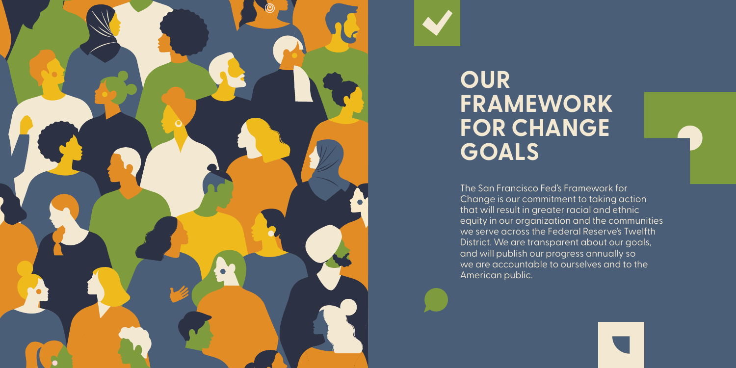# OUR FRAMEWORK FOR CHANGE GOALS

The San Francisco Fed's Framework for Change is our commitment to taking action that will result in greater racial and ethnic equity in our organization and the communities we serve across the Federal Reserve's Twelfth District. We are transparent about our goals, and will publish our progress annually so we are accountable to ourselves and to the American public.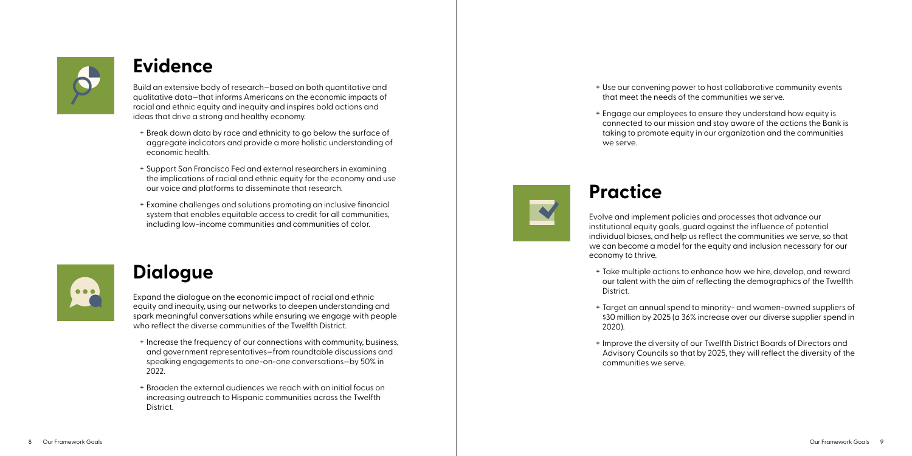## Evidence

Build an extensive body of research—based on both quantitative and qualitative data—that informs Americans on the economic impacts of racial and ethnic equity and inequity and inspires bold actions and ideas that drive a strong and healthy economy.

- Break down data by race and ethnicity to go below the surface of aggregate indicators and provide a more holistic understanding of economic health.
- Support San Francisco Fed and external researchers in examining the implications of racial and ethnic equity for the economy and use our voice and platforms to disseminate that research.
- Examine challenges and solutions promoting an inclusive financial system that enables equitable access to credit for all communities, including low-income communities and communities of color.

## Dialogue

Expand the dialogue on the economic impact of racial and ethnic equity and inequity, using our networks to deepen understanding and spark meaningful conversations while ensuring we engage with people who reflect the diverse communities of the Twelfth District.

- Increase the frequency of our connections with community, business, and government representatives—from roundtable discussions and speaking engagements to one-on-one conversations—by 50% in 2022.
- Broaden the external audiences we reach with an initial focus on increasing outreach to Hispanic communities across the Twelfth District.
- Use our convening power to host collaborative community events that meet the needs of the communities we serve.
- Engage our employees to ensure they understand how equity is connected to our mission and stay aware of the actions the Bank is taking to promote equity in our organization and the communities we serve.

## Practice

Evolve and implement policies and processes that advance our institutional equity goals, guard against the influence of potential individual biases, and help us reflect the communities we serve, so that we can become a model for the equity and inclusion necessary for our economy to thrive.

- Take multiple actions to enhance how we hire, develop, and reward our talent with the aim of reflecting the demographics of the Twelfth District.
- Target an annual spend to minority- and women-owned suppliers of $30 million by 2025 (a 36% increase over our diverse supplier spend in 2020).
- Improve the diversity of our Twelfth District Boards of Directors and Advisory Councils so that by 2025, they will reflect the diversity of the communities we serve.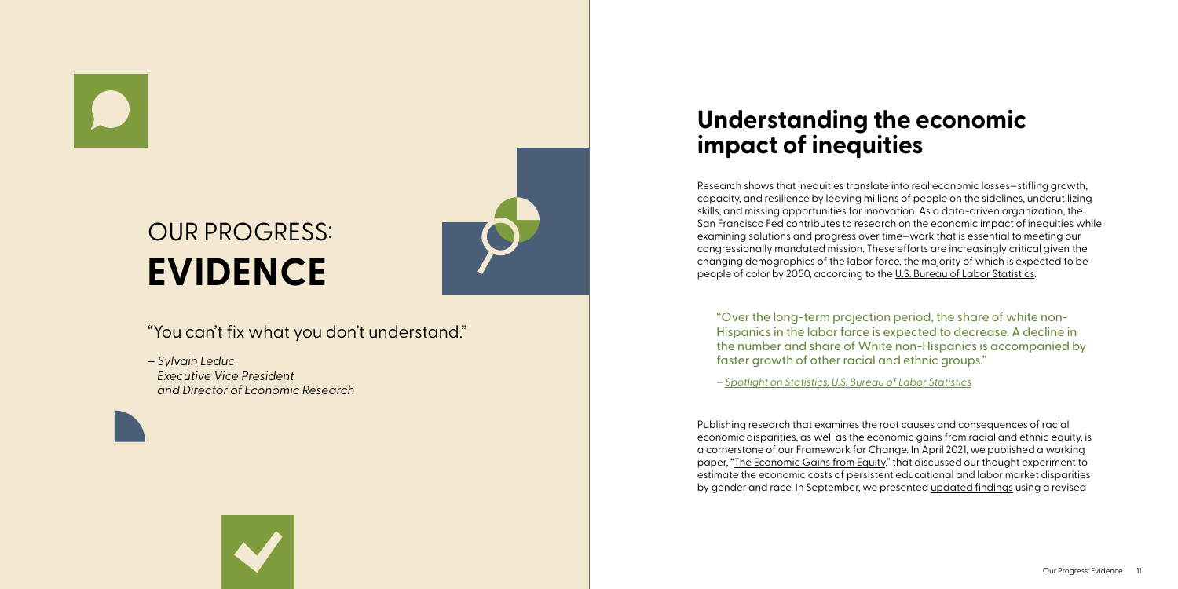# OUR PROGRESS: **EVIDENCE**

"You can't fix what you don't understand."

*– Sylvain Leduc*
*Executive Vice President*
*and Director of Economic Research*

## Understanding the economic impact of inequities

Research shows that inequities translate into real economic losses—stifling growth, capacity, and resilience by leaving millions of people on the sidelines, underutilizing skills, and missing opportunities for innovation. As a data-driven organization, the San Francisco Fed contributes to research on the economic impact of inequities while examining solutions and progress over time—work that is essential to meeting our congressionally mandated mission. These efforts are increasingly critical given the changing demographics of the labor force, the majority of which is expected to be people of color by 2050, according to the U.S. Bureau of Labor Statistics.

> "Over the long-term projection period, the share of white non-Hispanics in the labor force is expected to decrease. A decline in the number and share of White non-Hispanics is accompanied by faster growth of other racial and ethnic groups."
>
> – *Spotlight on Statistics, U.S. Bureau of Labor Statistics*

Publishing research that examines the root causes and consequences of racial economic disparities, as well as the economic gains from racial and ethnic equity, is a cornerstone of our Framework for Change. In April 2021, we published a working paper, "The Economic Gains from Equity," that discussed our thought experiment to estimate the economic costs of persistent educational and labor market disparities by gender and race. In September, we presented updated findings using a revised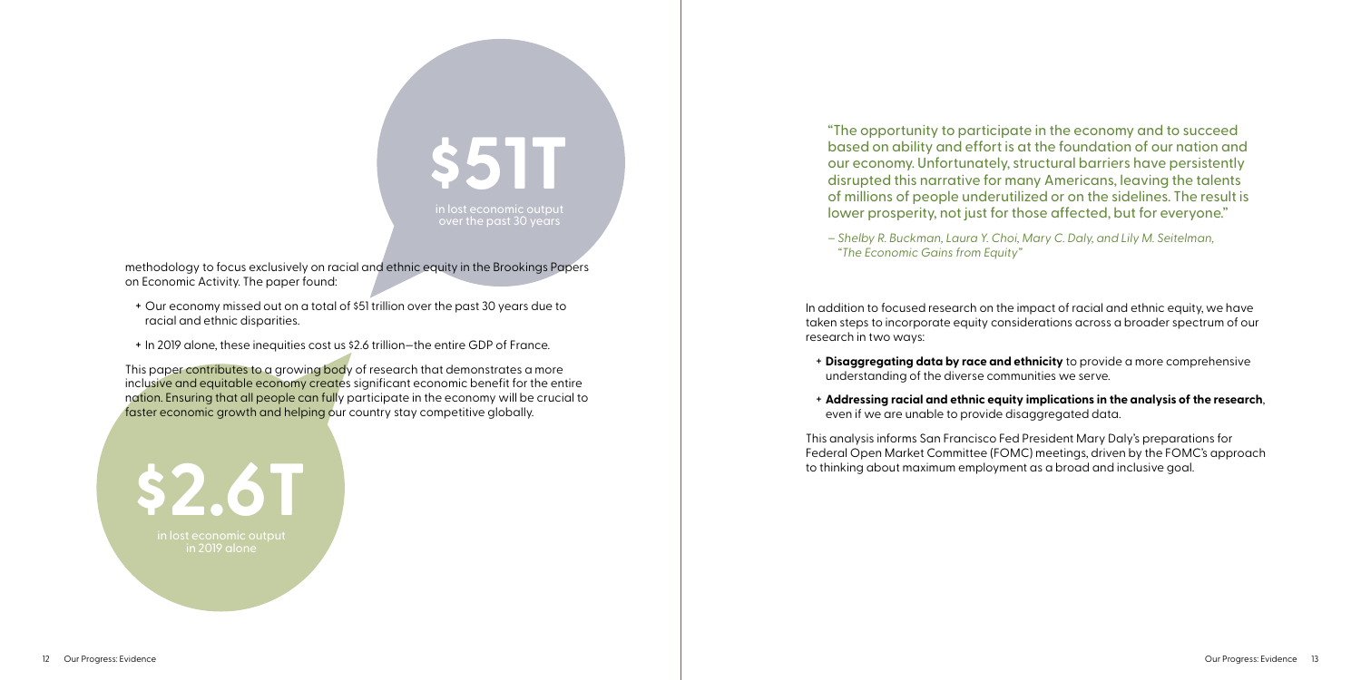**$51T**

in lost economic output over the past 30 years

methodology to focus exclusively on racial and ethnic equity in the Brookings Papers on Economic Activity. The paper found:

- Our economy missed out on a total of $51 trillion over the past 30 years due to racial and ethnic disparities.
- In 2019 alone, these inequities cost us $2.6 trillion—the entire GDP of France.

This paper contributes to a growing body of research that demonstrates a more inclusive and equitable economy creates significant economic benefit for the entire nation. Ensuring that all people can fully participate in the economy will be crucial to faster economic growth and helping our country stay competitive globally.

**$2.6T**

in lost economic output in 2019 alone

"The opportunity to participate in the economy and to succeed based on ability and effort is at the foundation of our nation and our economy. Unfortunately, structural barriers have persistently disrupted this narrative for many Americans, leaving the talents of millions of people underutilized or on the sidelines. The result is lower prosperity, not just for those affected, but for everyone."

*– Shelby R. Buckman, Laura Y. Choi, Mary C. Daly, and Lily M. Seitelman, "The Economic Gains from Equity"*

In addition to focused research on the impact of racial and ethnic equity, we have taken steps to incorporate equity considerations across a broader spectrum of our research in two ways:

- **Disaggregating data by race and ethnicity** to provide a more comprehensive understanding of the diverse communities we serve.
- **Addressing racial and ethnic equity implications in the analysis of the research**, even if we are unable to provide disaggregated data.

This analysis informs San Francisco Fed President Mary Daly's preparations for Federal Open Market Committee (FOMC) meetings, driven by the FOMC's approach to thinking about maximum employment as a broad and inclusive goal.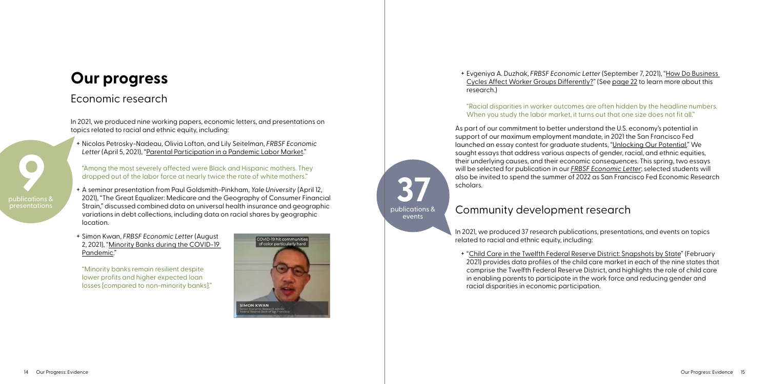# Our progress

## Economic research

In 2021, we produced nine working papers, economic letters, and presentations on topics related to racial and ethnic equity, including:

**9** publications & presentations

+ Nicolas Petrosky-Nadeau, Olivia Lofton, and Lily Seitelman, *FRBSF Economic Letter* (April 5, 2021), "Parental Participation in a Pandemic Labor Market."

  "Among the most severely affected were Black and Hispanic mothers. They dropped out of the labor force at nearly twice the rate of white mothers."

+ A seminar presentation from Paul Goldsmith-Pinkham, *Yale University* (April 12, 2021), "The Great Equalizer: Medicare and the Geography of Consumer Financial Strain," discussed combined data on universal health insurance and geographic variations in debt collections, including data on racial shares by geographic location.

+ Simon Kwan, *FRBSF Economic Letter* (August 2, 2021), "Minority Banks during the COVID-19 Pandemic."

  "Minority banks remain resilient despite lower profits and higher expected loan losses [compared to non-minority banks]."

+ Evgeniya A. Duzhak, *FRBSF Economic Letter* (September 7, 2021), "How Do Business Cycles Affect Worker Groups Differently?" (See page 22 to learn more about this research.)

  "Racial disparities in worker outcomes are often hidden by the headline numbers. When you study the labor market, it turns out that one size does not fit all."

As part of our commitment to better understand the U.S. economy's potential in support of our maximum employment mandate, in 2021 the San Francisco Fed launched an essay contest for graduate students, "Unlocking Our Potential." We sought essays that address various aspects of gender, racial, and ethnic equities, their underlying causes, and their economic consequences. This spring, two essays will be selected for publication in our *FRBSF Economic Letter*; selected students will also be invited to spend the summer of 2022 as San Francisco Fed Economic Research scholars.

## Community development research

**37** publications & events

In 2021, we produced 37 research publications, presentations, and events on topics related to racial and ethnic equity, including:

+ "Child Care in the Twelfth Federal Reserve District: Snapshots by State" (February 2021) provides data profiles of the child care market in each of the nine states that comprise the Twelfth Federal Reserve District, and highlights the role of child care in enabling parents to participate in the work force and reducing gender and racial disparities in economic participation.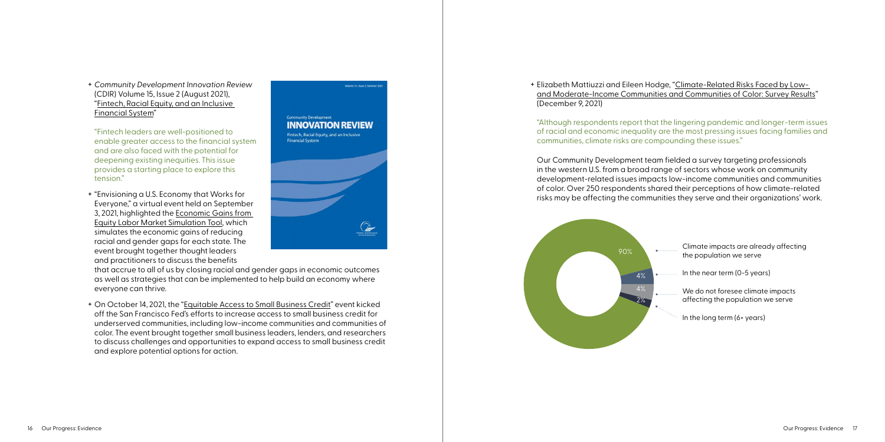- *Community Development Innovation Review* (CDIR) Volume 15, Issue 2 (August 2021), "Fintech, Racial Equity, and an Inclusive Financial System"

  "Fintech leaders are well-positioned to enable greater access to the financial system and are also faced with the potential for deepening existing inequities. This issue provides a starting place to explore this tension."

- "Envisioning a U.S. Economy that Works for Everyone," a virtual event held on September 3, 2021, highlighted the Economic Gains from Equity Labor Market Simulation Tool, which simulates the economic gains of reducing racial and gender gaps for each state. The event brought together thought leaders and practitioners to discuss the benefits that accrue to all of us by closing racial and gender gaps in economic outcomes as well as strategies that can be implemented to help build an economy where everyone can thrive.

- On October 14, 2021, the "Equitable Access to Small Business Credit" event kicked off the San Francisco Fed's efforts to increase access to small business credit for underserved communities, including low-income communities and communities of color. The event brought together small business leaders, lenders, and researchers to discuss challenges and opportunities to expand access to small business credit and explore potential options for action.

- Elizabeth Mattiuzzi and Eileen Hodge, "Climate-Related Risks Faced by Low- and Moderate-Income Communities and Communities of Color: Survey Results" (December 9, 2021)

  "Although respondents report that the lingering pandemic and longer-term issues of racial and economic inequality are the most pressing issues facing families and communities, climate risks are compounding these issues."

  Our Community Development team fielded a survey targeting professionals in the western U.S. from a broad range of sectors whose work on community development-related issues impacts low-income communities and communities of color. Over 250 respondents shared their perceptions of how climate-related risks may be affecting the communities they serve and their organizations' work.

| Response | Share |
| --- | --- |
| Climate impacts are already affecting the population we serve | 90% |
| In the near term (0–5 years) | 4% |
| We do not foresee climate impacts affecting the population we serve | 4% |
| In the long term (6+ years) | 2% |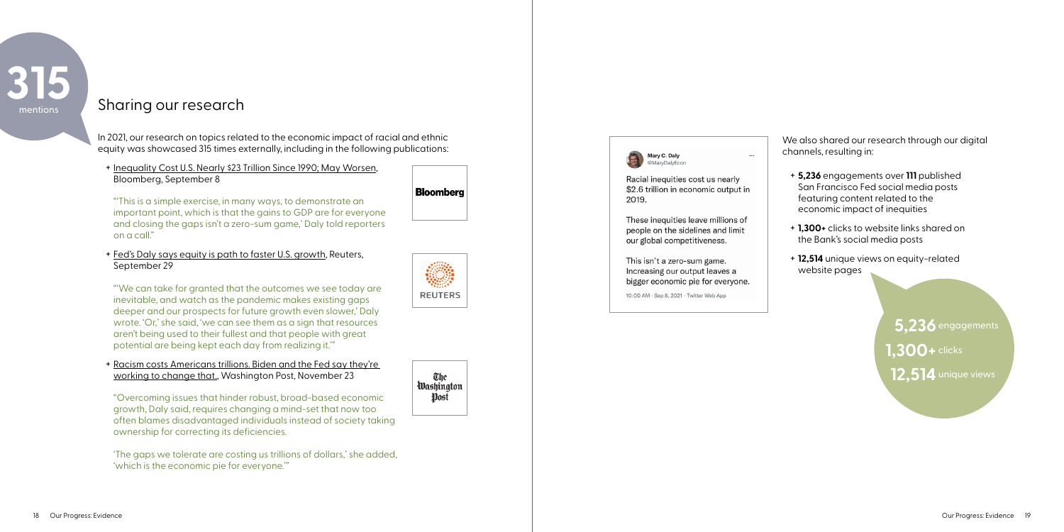315 mentions

## Sharing our research

In 2021, our research on topics related to the economic impact of racial and ethnic equity was showcased 315 times externally, including in the following publications:

+ Inequality Cost U.S. Nearly $23 Trillion Since 1990; May Worsen, Bloomberg, September 8

  "'This is a simple exercise, in many ways, to demonstrate an important point, which is that the gains to GDP are for everyone and closing the gaps isn't a zero-sum game,' Daly told reporters on a call."

+ Fed's Daly says equity is path to faster U.S. growth, Reuters, September 29

  "'We can take for granted that the outcomes we see today are inevitable, and watch as the pandemic makes existing gaps deeper and our prospects for future growth even slower,' Daly wrote. 'Or,' she said, 'we can see them as a sign that resources aren't being used to their fullest and that people with great potential are being kept each day from realizing it.'"

+ Racism costs Americans trillions. Biden and the Fed say they're working to change that., Washington Post, November 23

  "Overcoming issues that hinder robust, broad-based economic growth, Daly said, requires changing a mind-set that now too often blames disadvantaged individuals instead of society taking ownership for correcting its deficiencies.

  'The gaps we tolerate are costing us trillions of dollars,' she added, 'which is the economic pie for everyone.'"

Mary C. Daly
@MaryDalyEcon

Racial inequities cost us nearly $2.6 trillion in economic output in 2019.

These inequities leave millions of people on the sidelines and limit our global competitiveness.

This isn't a zero-sum game. Increasing our output leaves a bigger economic pie for everyone.

10:00 AM · Sep 8, 2021 · Twitter Web App

We also shared our research through our digital channels, resulting in:

+ **5,236** engagements over **111** published San Francisco Fed social media posts featuring content related to the economic impact of inequities
+ **1,300+** clicks to website links shared on the Bank's social media posts
+ **12,514** unique views on equity-related website pages

**5,236** engagements
**1,300+** clicks
**12,514** unique views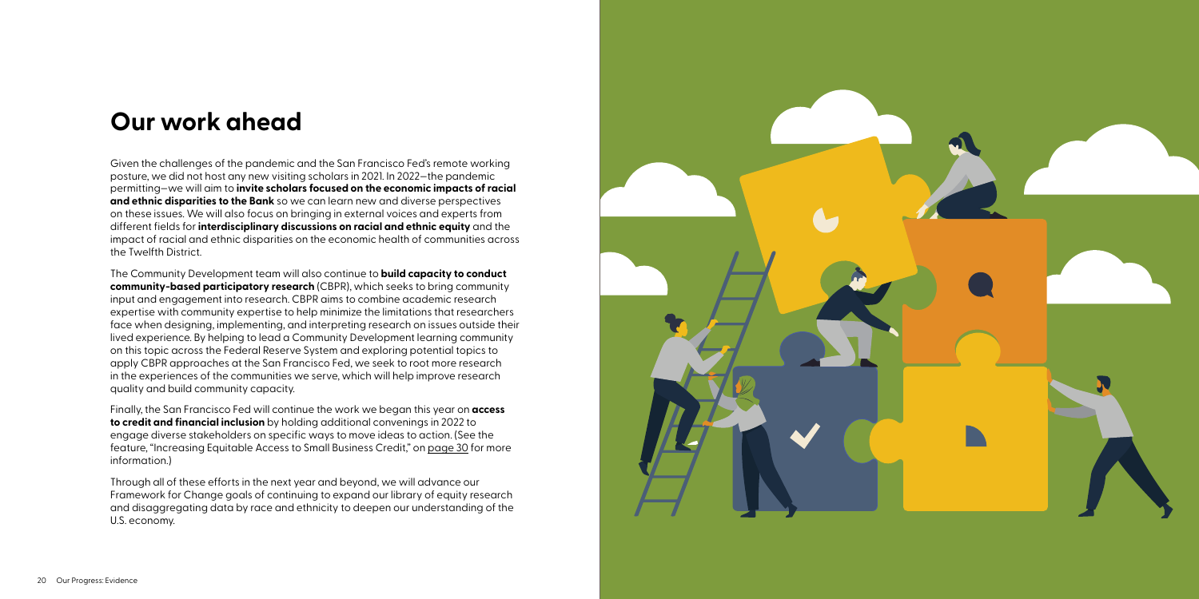# Our work ahead

Given the challenges of the pandemic and the San Francisco Fed's remote working posture, we did not host any new visiting scholars in 2021. In 2022—the pandemic permitting—we will aim to **invite scholars focused on the economic impacts of racial and ethnic disparities to the Bank** so we can learn new and diverse perspectives on these issues. We will also focus on bringing in external voices and experts from different fields for **interdisciplinary discussions on racial and ethnic equity** and the impact of racial and ethnic disparities on the economic health of communities across the Twelfth District.

The Community Development team will also continue to **build capacity to conduct community-based participatory research** (CBPR), which seeks to bring community input and engagement into research. CBPR aims to combine academic research expertise with community expertise to help minimize the limitations that researchers face when designing, implementing, and interpreting research on issues outside their lived experience. By helping to lead a Community Development learning community on this topic across the Federal Reserve System and exploring potential topics to apply CBPR approaches at the San Francisco Fed, we seek to root more research in the experiences of the communities we serve, which will help improve research quality and build community capacity.

Finally, the San Francisco Fed will continue the work we began this year on **access to credit and financial inclusion** by holding additional convenings in 2022 to engage diverse stakeholders on specific ways to move ideas to action. (See the feature, "Increasing Equitable Access to Small Business Credit," on page 30 for more information.)

Through all of these efforts in the next year and beyond, we will advance our Framework for Change goals of continuing to expand our library of equity research and disaggregating data by race and ethnicity to deepen our understanding of the U.S. economy.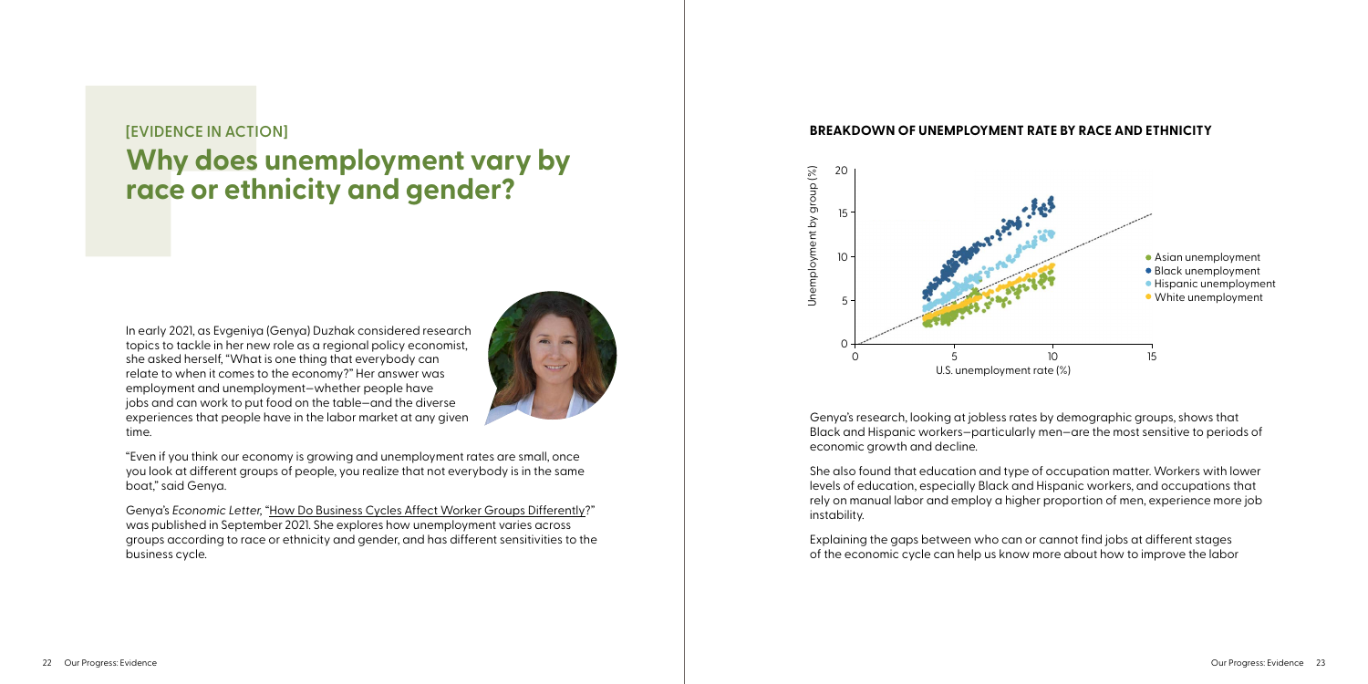[EVIDENCE IN ACTION]

# Why does unemployment vary by race or ethnicity and gender?

In early 2021, as Evgeniya (Genya) Duzhak considered research topics to tackle in her new role as a regional policy economist, she asked herself, "What is one thing that everybody can relate to when it comes to the economy?" Her answer was employment and unemployment—whether people have jobs and can work to put food on the table—and the diverse experiences that people have in the labor market at any given time.

"Even if you think our economy is growing and unemployment rates are small, once you look at different groups of people, you realize that not everybody is in the same boat," said Genya.

Genya's *Economic Letter*, "How Do Business Cycles Affect Worker Groups Differently?" was published in September 2021. She explores how unemployment varies across groups according to race or ethnicity and gender, and has different sensitivities to the business cycle.

**BREAKDOWN OF UNEMPLOYMENT RATE BY RACE AND ETHNICITY**

Genya's research, looking at jobless rates by demographic groups, shows that Black and Hispanic workers—particularly men—are the most sensitive to periods of economic growth and decline.

She also found that education and type of occupation matter. Workers with lower levels of education, especially Black and Hispanic workers, and occupations that rely on manual labor and employ a higher proportion of men, experience more job instability.

Explaining the gaps between who can or cannot find jobs at different stages of the economic cycle can help us know more about how to improve the labor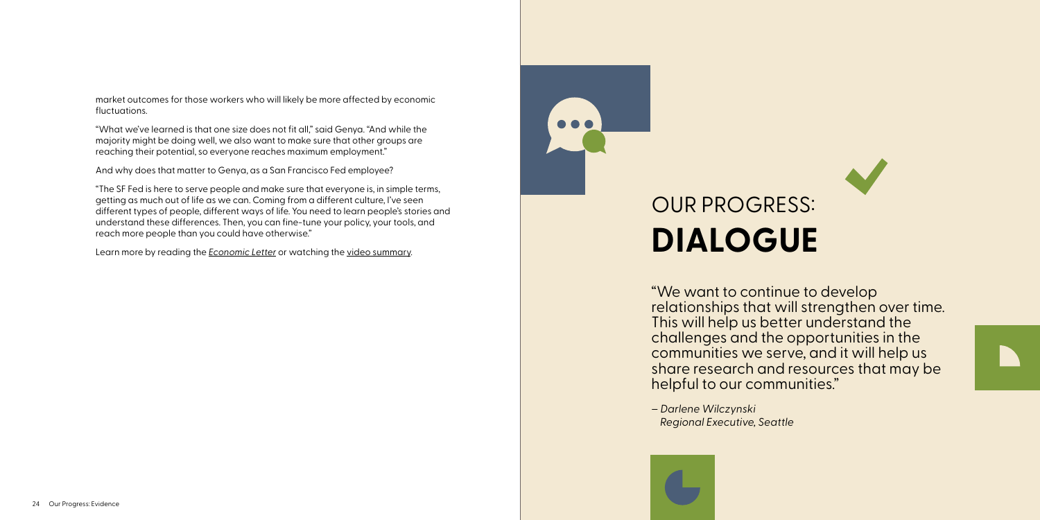market outcomes for those workers who will likely be more affected by economic fluctuations.

"What we've learned is that one size does not fit all," said Genya. "And while the majority might be doing well, we also want to make sure that other groups are reaching their potential, so everyone reaches maximum employment."

And why does that matter to Genya, as a San Francisco Fed employee?

"The SF Fed is here to serve people and make sure that everyone is, in simple terms, getting as much out of life as we can. Coming from a different culture, I've seen different types of people, different ways of life. You need to learn people's stories and understand these differences. Then, you can fine-tune your policy, your tools, and reach more people than you could have otherwise."

Learn more by reading the *Economic Letter* or watching the video summary.

# OUR PROGRESS: **DIALOGUE**

"We want to continue to develop relationships that will strengthen over time. This will help us better understand the challenges and the opportunities in the communities we serve, and it will help us share research and resources that may be helpful to our communities."

*– Darlene Wilczynski*
*Regional Executive, Seattle*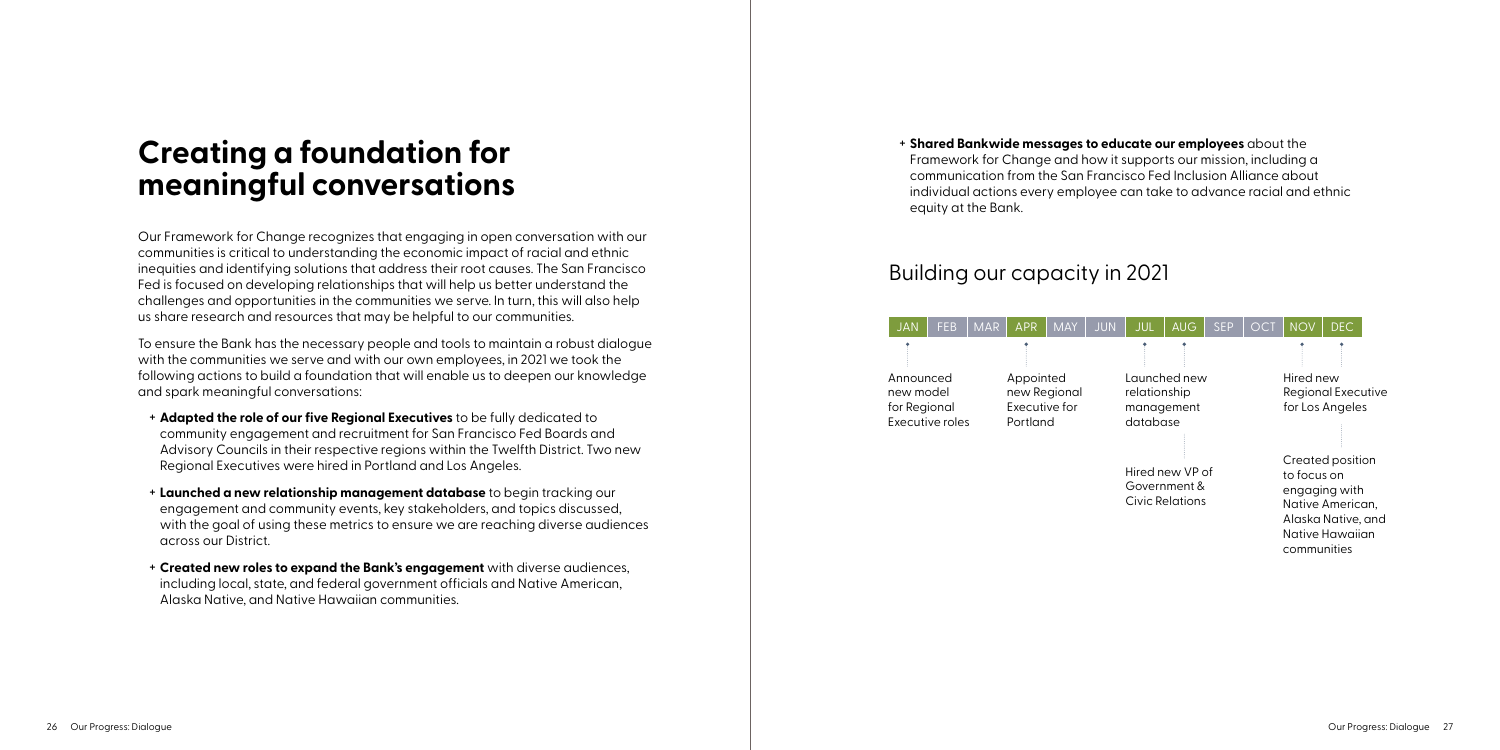# Creating a foundation for meaningful conversations

Our Framework for Change recognizes that engaging in open conversation with our communities is critical to understanding the economic impact of racial and ethnic inequities and identifying solutions that address their root causes. The San Francisco Fed is focused on developing relationships that will help us better understand the challenges and opportunities in the communities we serve. In turn, this will also help us share research and resources that may be helpful to our communities.

To ensure the Bank has the necessary people and tools to maintain a robust dialogue with the communities we serve and with our own employees, in 2021 we took the following actions to build a foundation that will enable us to deepen our knowledge and spark meaningful conversations:

+ **Adapted the role of our five Regional Executives** to be fully dedicated to community engagement and recruitment for San Francisco Fed Boards and Advisory Councils in their respective regions within the Twelfth District. Two new Regional Executives were hired in Portland and Los Angeles.
+ **Launched a new relationship management database** to begin tracking our engagement and community events, key stakeholders, and topics discussed, with the goal of using these metrics to ensure we are reaching diverse audiences across our District.
+ **Created new roles to expand the Bank's engagement** with diverse audiences, including local, state, and federal government officials and Native American, Alaska Native, and Native Hawaiian communities.
+ **Shared Bankwide messages to educate our employees** about the Framework for Change and how it supports our mission, including a communication from the San Francisco Fed Inclusion Alliance about individual actions every employee can take to advance racial and ethnic equity at the Bank.

## Building our capacity in 2021

| Month | Milestone |
|---|---|
| JAN | Announced new model for Regional Executive roles |
| APR | Appointed new Regional Executive for Portland |
| JUL | Launched new relationship management database |
| JUL | Hired new VP of Government & Civic Relations |
| NOV | Hired new Regional Executive for Los Angeles |
| DEC | Created position to focus on engaging with Native American, Alaska Native, and Native Hawaiian communities |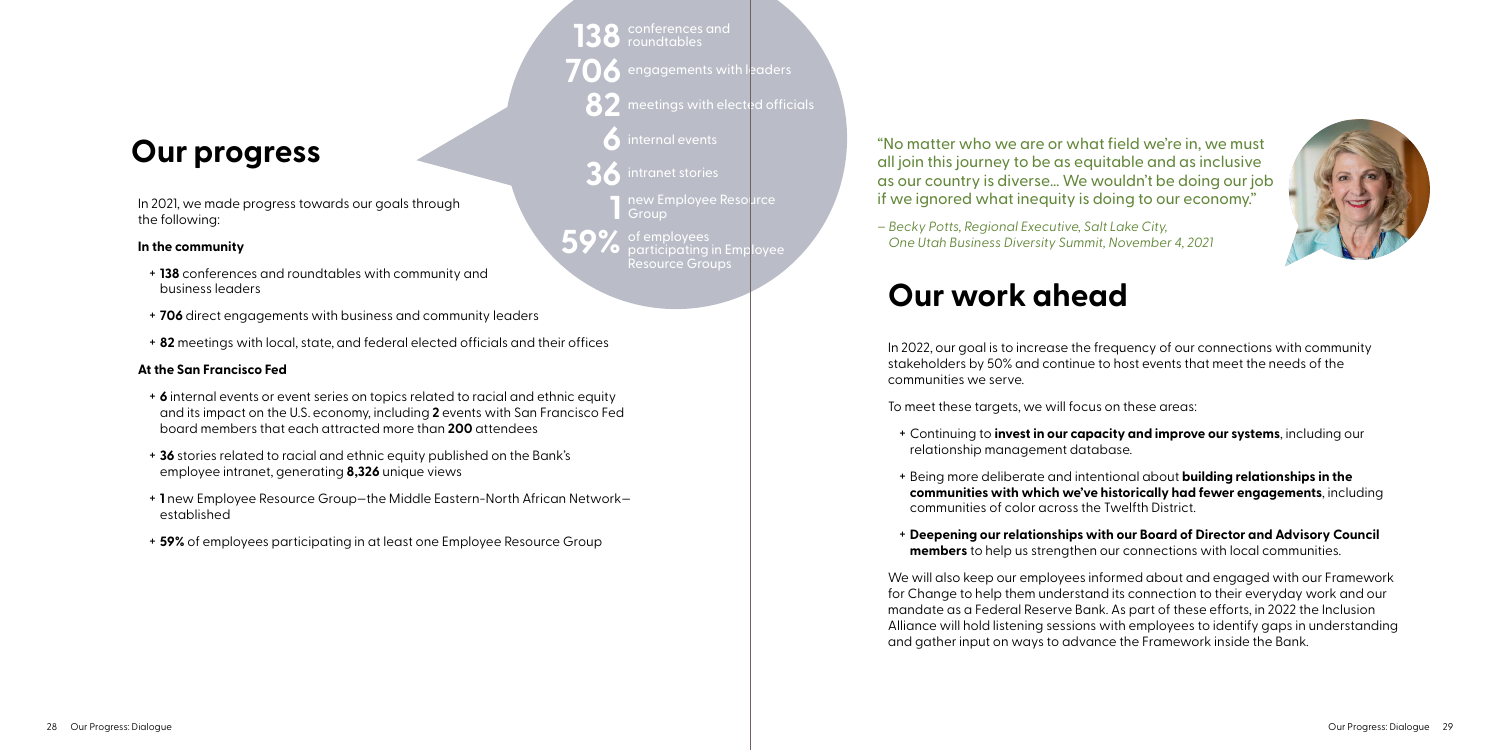# Our progress

In 2021, we made progress towards our goals through the following:

**In the community**

- **138** conferences and roundtables with community and business leaders
- **706** direct engagements with business and community leaders
- **82** meetings with local, state, and federal elected officials and their offices

**At the San Francisco Fed**

- **6** internal events or event series on topics related to racial and ethnic equity and its impact on the U.S. economy, including **2** events with San Francisco Fed board members that each attracted more than **200** attendees
- **36** stories related to racial and ethnic equity published on the Bank's employee intranet, generating **8,326** unique views
- **1** new Employee Resource Group—the Middle Eastern-North African Network—established
- **59%** of employees participating in at least one Employee Resource Group

**138** conferences and roundtables
**706** engagements with leaders
**82** meetings with elected officials
**6** internal events
**36** intranet stories
**1** new Employee Resource Group
**59%** of employees participating in Employee Resource Groups

"No matter who we are or what field we're in, we must all join this journey to be as equitable and as inclusive as our country is diverse... We wouldn't be doing our job if we ignored what inequity is doing to our economy."

*– Becky Potts, Regional Executive, Salt Lake City, One Utah Business Diversity Summit, November 4, 2021*

# Our work ahead

In 2022, our goal is to increase the frequency of our connections with community stakeholders by 50% and continue to host events that meet the needs of the communities we serve.

To meet these targets, we will focus on these areas:

- Continuing to **invest in our capacity and improve our systems**, including our relationship management database.
- Being more deliberate and intentional about **building relationships in the communities with which we've historically had fewer engagements**, including communities of color across the Twelfth District.
- **Deepening our relationships with our Board of Director and Advisory Council members** to help us strengthen our connections with local communities.

We will also keep our employees informed about and engaged with our Framework for Change to help them understand its connection to their everyday work and our mandate as a Federal Reserve Bank. As part of these efforts, in 2022 the Inclusion Alliance will hold listening sessions with employees to identify gaps in understanding and gather input on ways to advance the Framework inside the Bank.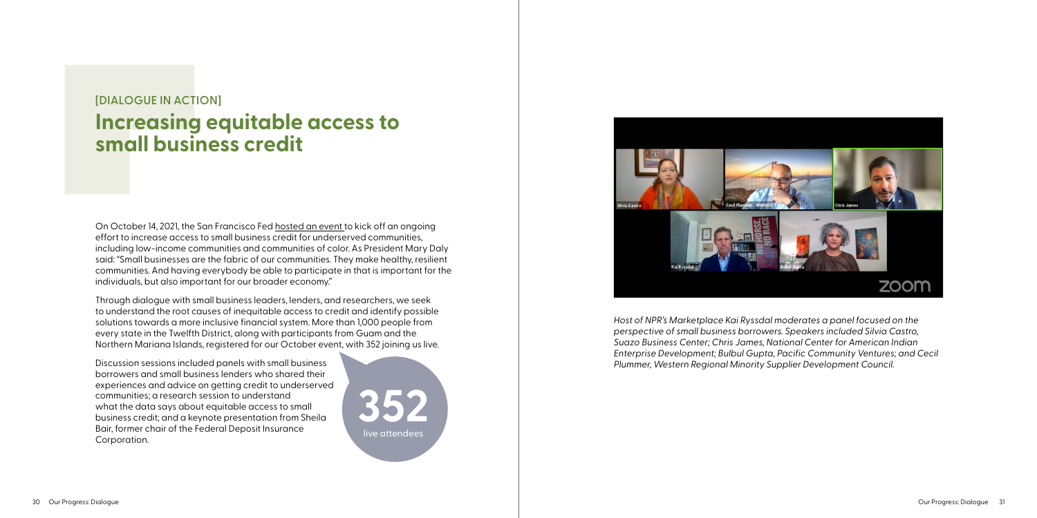[DIALOGUE IN ACTION]

# Increasing equitable access to small business credit

On October 14, 2021, the San Francisco Fed hosted an event to kick off an ongoing effort to increase access to small business credit for underserved communities, including low-income communities and communities of color. As President Mary Daly said: "Small businesses are the fabric of our communities. They make healthy, resilient communities. And having everybody be able to participate in that is important for the individuals, but also important for our broader economy."

Through dialogue with small business leaders, lenders, and researchers, we seek to understand the root causes of inequitable access to credit and identify possible solutions towards a more inclusive financial system. More than 1,000 people from every state in the Twelfth District, along with participants from Guam and the Northern Mariana Islands, registered for our October event, with 352 joining us live.

Discussion sessions included panels with small business borrowers and small business lenders who shared their experiences and advice on getting credit to underserved communities; a research session to understand what the data says about equitable access to small business credit; and a keynote presentation from Sheila Bair, former chair of the Federal Deposit Insurance Corporation.

**352** live attendees

*Host of NPR's Marketplace Kai Ryssdal moderates a panel focused on the perspective of small business borrowers. Speakers included Silvia Castro, Suazo Business Center; Chris James, National Center for American Indian Enterprise Development; Bulbul Gupta, Pacific Community Ventures; and Cecil Plummer, Western Regional Minority Supplier Development Council.*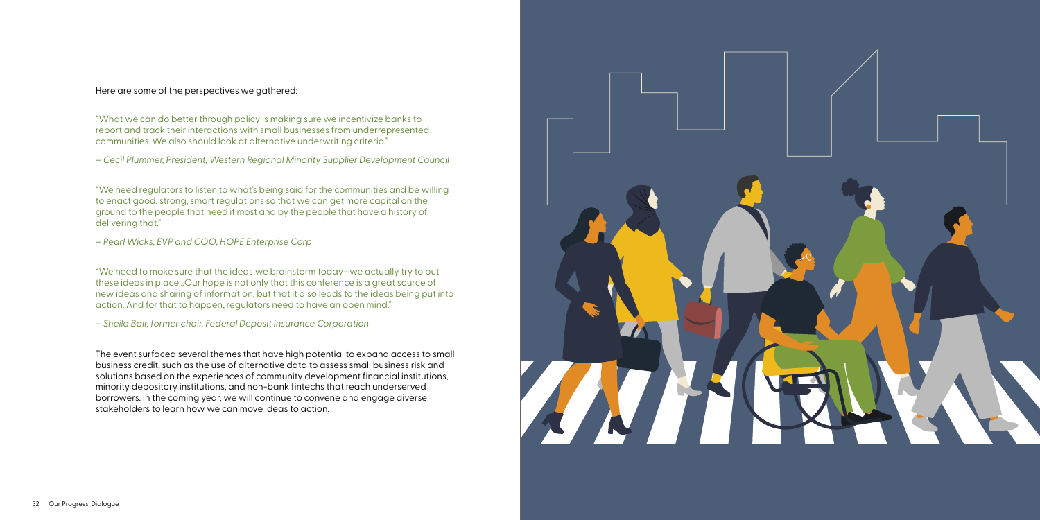Here are some of the perspectives we gathered:

"What we can do better through policy is making sure we incentivize banks to report and track their interactions with small businesses from underrepresented communities. We also should look at alternative underwriting criteria."

*– Cecil Plummer, President, Western Regional Minority Supplier Development Council*

"We need regulators to listen to what's being said for the communities and be willing to enact good, strong, smart regulations so that we can get more capital on the ground to the people that need it most and by the people that have a history of delivering that."

*– Pearl Wicks, EVP and COO, HOPE Enterprise Corp*

"We need to make sure that the ideas we brainstorm today—we actually try to put these ideas in place...Our hope is not only that this conference is a great source of new ideas and sharing of information, but that it also leads to the ideas being put into action. And for that to happen, regulators need to have an open mind."

*– Sheila Bair, former chair, Federal Deposit Insurance Corporation*

The event surfaced several themes that have high potential to expand access to small business credit, such as the use of alternative data to assess small business risk and solutions based on the experiences of community development financial institutions, minority depository institutions, and non-bank fintechs that reach underserved borrowers. In the coming year, we will continue to convene and engage diverse stakeholders to learn how we can move ideas to action.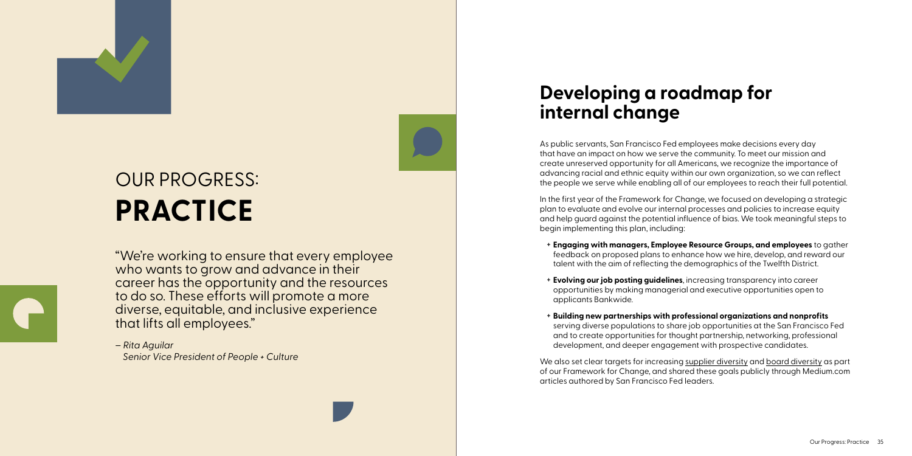# OUR PROGRESS: **PRACTICE**

"We're working to ensure that every employee who wants to grow and advance in their career has the opportunity and the resources to do so. These efforts will promote a more diverse, equitable, and inclusive experience that lifts all employees."

*– Rita Aguilar*
*Senior Vice President of People + Culture*

## Developing a roadmap for internal change

As public servants, San Francisco Fed employees make decisions every day that have an impact on how we serve the community. To meet our mission and create unreserved opportunity for all Americans, we recognize the importance of advancing racial and ethnic equity within our own organization, so we can reflect the people we serve while enabling all of our employees to reach their full potential.

In the first year of the Framework for Change, we focused on developing a strategic plan to evaluate and evolve our internal processes and policies to increase equity and help guard against the potential influence of bias. We took meaningful steps to begin implementing this plan, including:

+ **Engaging with managers, Employee Resource Groups, and employees** to gather feedback on proposed plans to enhance how we hire, develop, and reward our talent with the aim of reflecting the demographics of the Twelfth District.
+ **Evolving our job posting guidelines**, increasing transparency into career opportunities by making managerial and executive opportunities open to applicants Bankwide.
+ **Building new partnerships with professional organizations and nonprofits** serving diverse populations to share job opportunities at the San Francisco Fed and to create opportunities for thought partnership, networking, professional development, and deeper engagement with prospective candidates.

We also set clear targets for increasing supplier diversity and board diversity as part of our Framework for Change, and shared these goals publicly through Medium.com articles authored by San Francisco Fed leaders.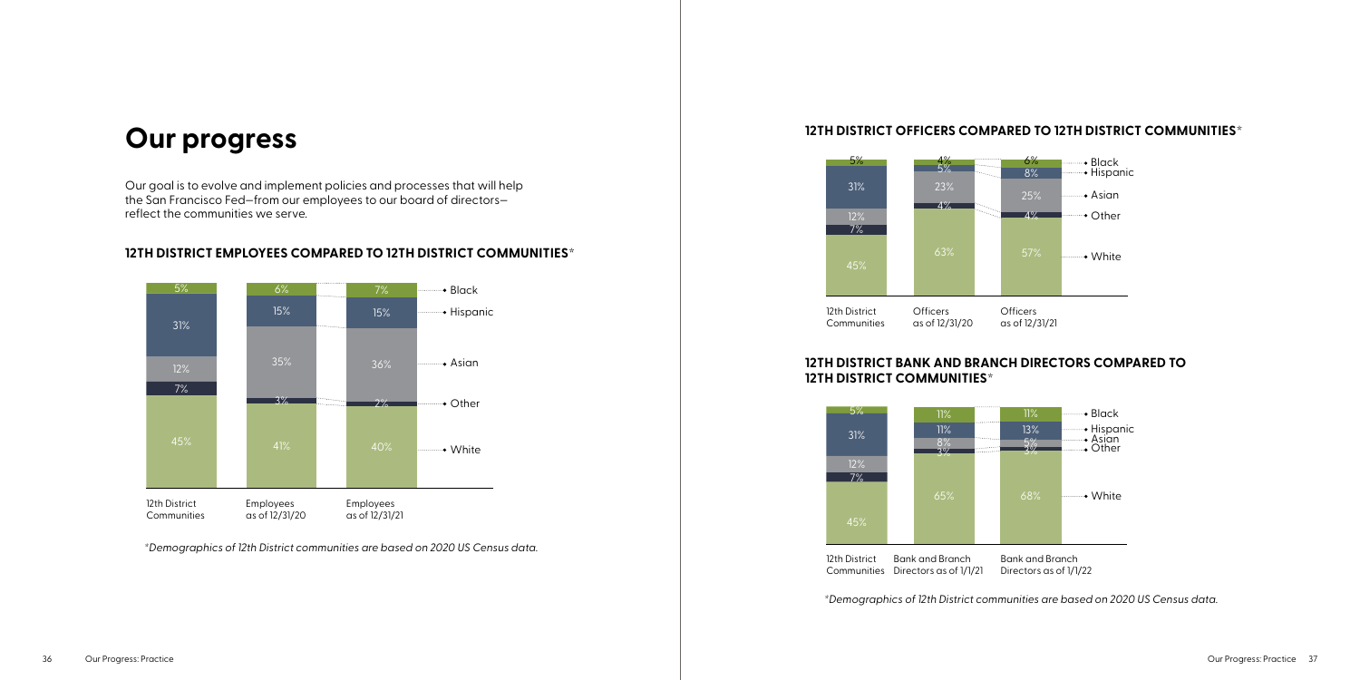# Our progress

Our goal is to evolve and implement policies and processes that will help the San Francisco Fed—from our employees to our board of directors—reflect the communities we serve.

## 12TH DISTRICT EMPLOYEES COMPARED TO 12TH DISTRICT COMMUNITIES*

| | 12th District Communities | Employees as of 12/31/20 | Employees as of 12/31/21 |
|---|---|---|---|
| Black | 5% | 6% | 7% |
| Hispanic | 31% | 15% | 15% |
| Asian | 12% | 35% | 36% |
| Other | 7% | 3% | 2% |
| White | 45% | 41% | 40% |

*Demographics of 12th District communities are based on 2020 US Census data.

## 12TH DISTRICT OFFICERS COMPARED TO 12TH DISTRICT COMMUNITIES*

| | 12th District Communities | Officers as of 12/31/20 | Officers as of 12/31/21 |
|---|---|---|---|
| Black | 5% | 4% | 6% |
| Hispanic | 31% | 5% | 8% |
| Asian | 12% | 23% | 25% |
| Other | 7% | 4% | 4% |
| White | 45% | 63% | 57% |

## 12TH DISTRICT BANK AND BRANCH DIRECTORS COMPARED TO 12TH DISTRICT COMMUNITIES*

| | 12th District Communities | Bank and Branch Directors as of 1/1/21 | Bank and Branch Directors as of 1/1/22 |
|---|---|---|---|
| Black | 5% | 11% | 11% |
| Hispanic | 31% | 11% | 13% |
| Asian | 12% | 8% | 5% |
| Other | 7% | 3% | 3% |
| White | 45% | 65% | 68% |

*Demographics of 12th District communities are based on 2020 US Census data.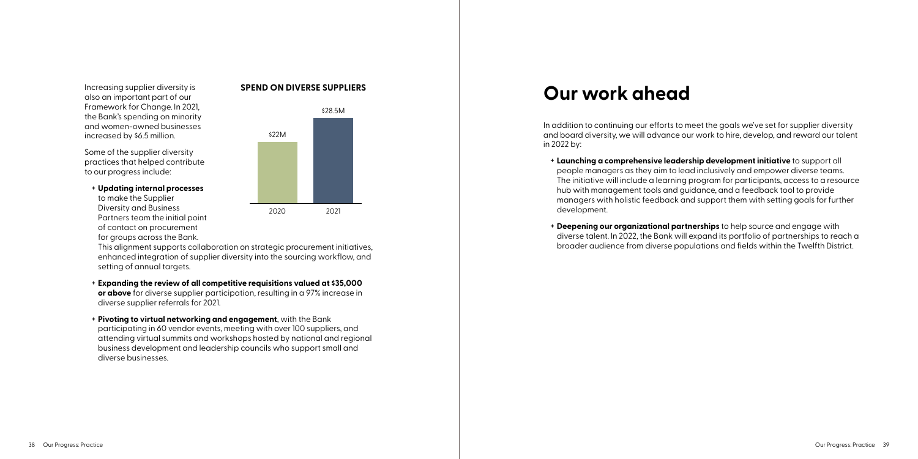Increasing supplier diversity is also an important part of our Framework for Change. In 2021, the Bank's spending on minority and women-owned businesses increased by $6.5 million.

**SPEND ON DIVERSE SUPPLIERS**

| Year | Spend |
|---|---|
| 2020 | $22M |
| 2021 | $28.5M |

Some of the supplier diversity practices that helped contribute to our progress include:

- **Updating internal processes** to make the Supplier Diversity and Business Partners team the initial point of contact on procurement for groups across the Bank. This alignment supports collaboration on strategic procurement initiatives, enhanced integration of supplier diversity into the sourcing workflow, and setting of annual targets.
- **Expanding the review of all competitive requisitions valued at $35,000 or above** for diverse supplier participation, resulting in a 97% increase in diverse supplier referrals for 2021.
- **Pivoting to virtual networking and engagement**, with the Bank participating in 60 vendor events, meeting with over 100 suppliers, and attending virtual summits and workshops hosted by national and regional business development and leadership councils who support small and diverse businesses.

# Our work ahead

In addition to continuing our efforts to meet the goals we've set for supplier diversity and board diversity, we will advance our work to hire, develop, and reward our talent in 2022 by:

- **Launching a comprehensive leadership development initiative** to support all people managers as they aim to lead inclusively and empower diverse teams. The initiative will include a learning program for participants, access to a resource hub with management tools and guidance, and a feedback tool to provide managers with holistic feedback and support them with setting goals for further development.
- **Deepening our organizational partnerships** to help source and engage with diverse talent. In 2022, the Bank will expand its portfolio of partnerships to reach a broader audience from diverse populations and fields within the Twelfth District.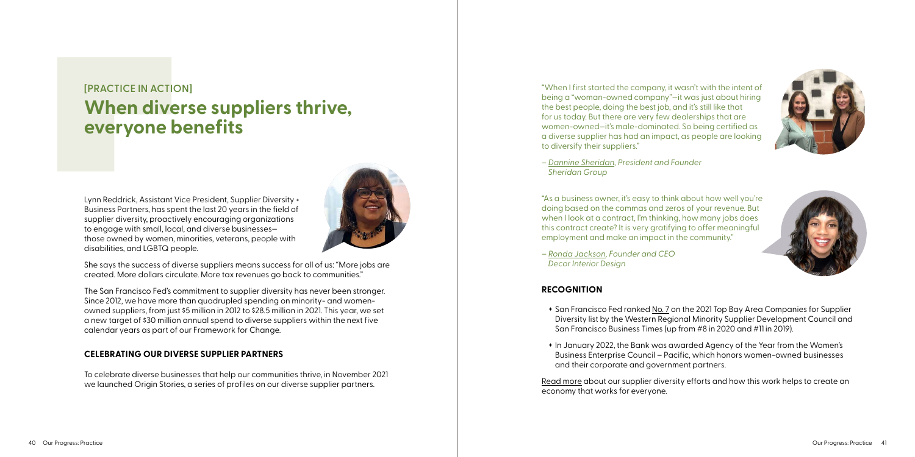[PRACTICE IN ACTION]

# When diverse suppliers thrive, everyone benefits

Lynn Reddrick, Assistant Vice President, Supplier Diversity + Business Partners, has spent the last 20 years in the field of supplier diversity, proactively encouraging organizations to engage with small, local, and diverse businesses—those owned by women, minorities, veterans, people with disabilities, and LGBTQ people.

She says the success of diverse suppliers means success for all of us: "More jobs are created. More dollars circulate. More tax revenues go back to communities."

The San Francisco Fed's commitment to supplier diversity has never been stronger. Since 2012, we have more than quadrupled spending on minority- and women-owned suppliers, from just $5 million in 2012 to $28.5 million in 2021. This year, we set a new target of $30 million annual spend to diverse suppliers within the next five calendar years as part of our Framework for Change.

## CELEBRATING OUR DIVERSE SUPPLIER PARTNERS

To celebrate diverse businesses that help our communities thrive, in November 2021 we launched Origin Stories, a series of profiles on our diverse supplier partners.

"When I first started the company, it wasn't with the intent of being a "woman-owned company"—it was just about hiring the best people, doing the best job, and it's still like that for us today. But there are very few dealerships that are women-owned—it's male-dominated. So being certified as a diverse supplier has had an impact, as people are looking to diversify their suppliers."

– *Dannine Sheridan, President and Founder Sheridan Group*

"As a business owner, it's easy to think about how well you're doing based on the commas and zeros of your revenue. But when I look at a contract, I'm thinking, how many jobs does this contract create? It is very gratifying to offer meaningful employment and make an impact in the community."

– *Ronda Jackson, Founder and CEO Decor Interior Design*

## RECOGNITION

+ San Francisco Fed ranked No. 7 on the 2021 Top Bay Area Companies for Supplier Diversity list by the Western Regional Minority Supplier Development Council and San Francisco Business Times (up from #8 in 2020 and #11 in 2019).
+ In January 2022, the Bank was awarded Agency of the Year from the Women's Business Enterprise Council – Pacific, which honors women-owned businesses and their corporate and government partners.

Read more about our supplier diversity efforts and how this work helps to create an economy that works for everyone.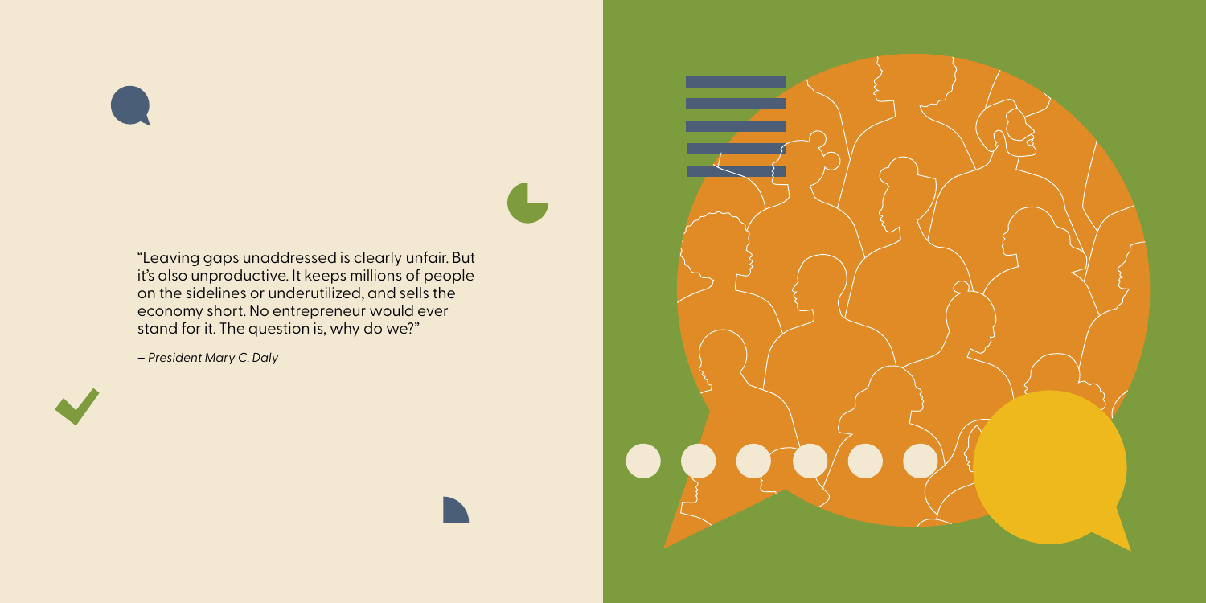"Leaving gaps unaddressed is clearly unfair. But it's also unproductive. It keeps millions of people on the sidelines or underutilized, and sells the economy short. No entrepreneur would ever stand for it. The question is, why do we?"

*– President Mary C. Daly*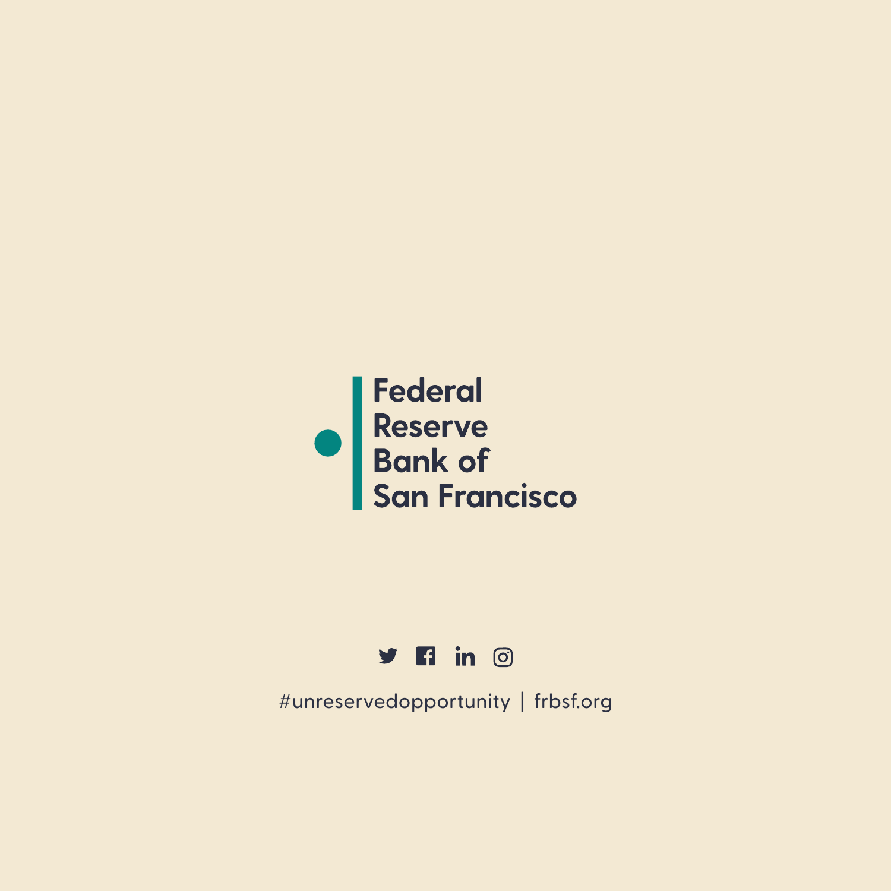Federal
Reserve
Bank of
San Francisco

#unreservedopportunity | frbsf.org